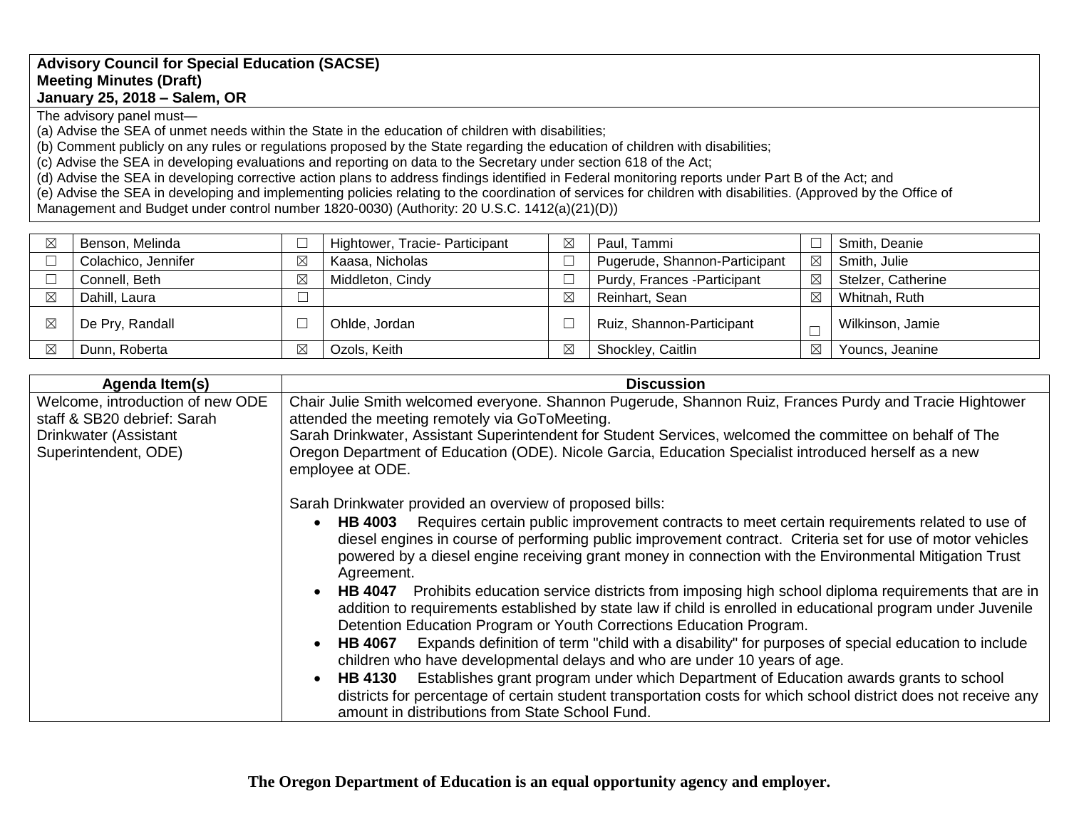**Advisory Council for Special Education (SACSE)**
**Meeting Minutes (Draft)**
**January 25, 2018 – Salem, OR**

The advisory panel must—
(a) Advise the SEA of unmet needs within the State in the education of children with disabilities;
(b) Comment publicly on any rules or regulations proposed by the State regarding the education of children with disabilities;
(c) Advise the SEA in developing evaluations and reporting on data to the Secretary under section 618 of the Act;
(d) Advise the SEA in developing corrective action plans to address findings identified in Federal monitoring reports under Part B of the Act; and
(e) Advise the SEA in developing and implementing policies relating to the coordination of services for children with disabilities. (Approved by the Office of Management and Budget under control number 1820-0030) (Authority: 20 U.S.C. 1412(a)(21)(D))

| | | | | | | | |
|---|---|---|---|---|---|---|---|
| ☒ | Benson, Melinda | ☐ | Hightower, Tracie- Participant | ☒ | Paul, Tammi | ☐ | Smith, Deanie |
| ☐ | Colachico, Jennifer | ☒ | Kaasa, Nicholas | ☐ | Pugerude, Shannon-Participant | ☒ | Smith, Julie |
| ☐ | Connell, Beth | ☒ | Middleton, Cindy | ☐ | Purdy, Frances -Participant | ☒ | Stelzer, Catherine |
| ☒ | Dahill, Laura | ☐ | | ☒ | Reinhart, Sean | ☒ | Whitnah, Ruth |
| ☒ | De Pry, Randall | ☐ | Ohlde, Jordan | ☐ | Ruiz, Shannon-Participant | ☐ | Wilkinson, Jamie |
| ☒ | Dunn, Roberta | ☒ | Ozols, Keith | ☒ | Shockley, Caitlin | ☒ | Youncs, Jeanine |

| Agenda Item(s) | Discussion |
|---|---|
| Welcome, introduction of new ODE staff & SB20 debrief: Sarah Drinkwater (Assistant Superintendent, ODE) | Chair Julie Smith welcomed everyone. Shannon Pugerude, Shannon Ruiz, Frances Purdy and Tracie Hightower attended the meeting remotely via GoToMeeting.<br>Sarah Drinkwater, Assistant Superintendent for Student Services, welcomed the committee on behalf of The Oregon Department of Education (ODE). Nicole Garcia, Education Specialist introduced herself as a new employee at ODE.<br><br>Sarah Drinkwater provided an overview of proposed bills:<br>• **HB 4003** Requires certain public improvement contracts to meet certain requirements related to use of diesel engines in course of performing public improvement contract. Criteria set for use of motor vehicles powered by a diesel engine receiving grant money in connection with the Environmental Mitigation Trust Agreement.<br>• **HB 4047** Prohibits education service districts from imposing high school diploma requirements that are in addition to requirements established by state law if child is enrolled in educational program under Juvenile Detention Education Program or Youth Corrections Education Program.<br>• **HB 4067** Expands definition of term "child with a disability" for purposes of special education to include children who have developmental delays and who are under 10 years of age.<br>• **HB 4130** Establishes grant program under which Department of Education awards grants to school districts for percentage of certain student transportation costs for which school district does not receive any amount in distributions from State School Fund. |

**The Oregon Department of Education is an equal opportunity agency and employer.**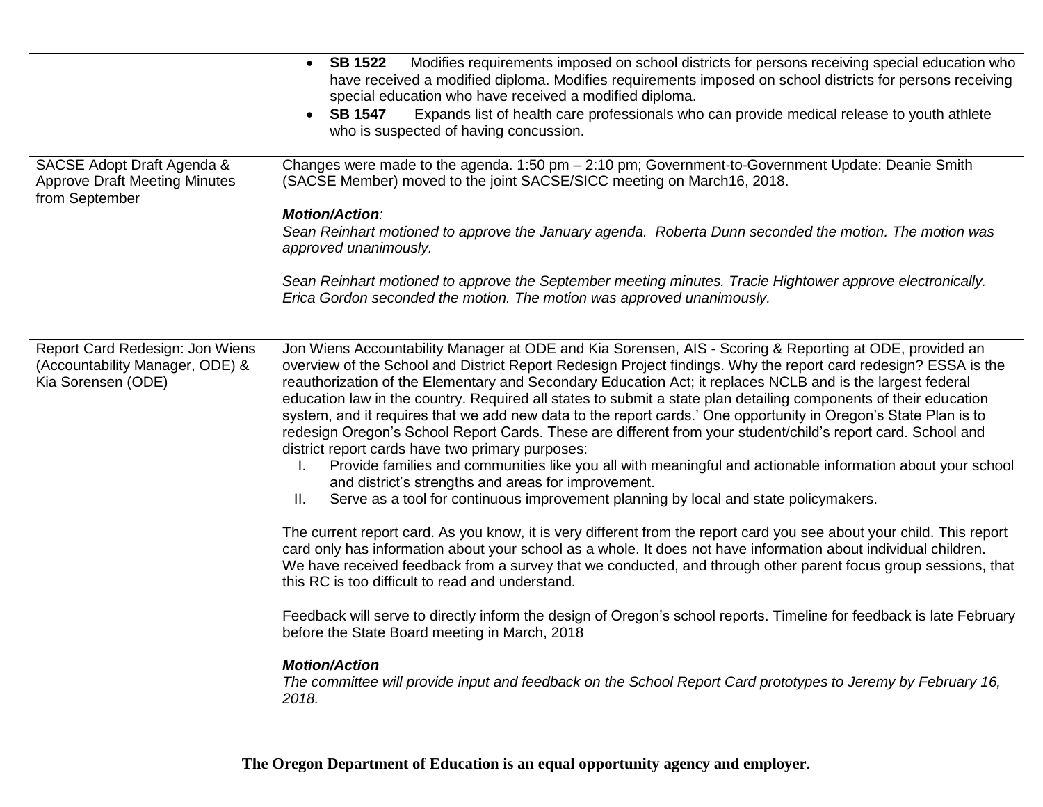| | |
|---|---|
| | • **SB 1522** Modifies requirements imposed on school districts for persons receiving special education who have received a modified diploma. Modifies requirements imposed on school districts for persons receiving special education who have received a modified diploma.<br>• **SB 1547** Expands list of health care professionals who can provide medical release to youth athlete who is suspected of having concussion. |
| SACSE Adopt Draft Agenda & Approve Draft Meeting Minutes from September | Changes were made to the agenda. 1:50 pm – 2:10 pm; Government-to-Government Update: Deanie Smith (SACSE Member) moved to the joint SACSE/SICC meeting on March16, 2018.<br><br>***Motion/Action**:*<br>*Sean Reinhart motioned to approve the January agenda. Roberta Dunn seconded the motion. The motion was approved unanimously.*<br><br>*Sean Reinhart motioned to approve the September meeting minutes. Tracie Hightower approve electronically. Erica Gordon seconded the motion. The motion was approved unanimously.* |
| Report Card Redesign: Jon Wiens (Accountability Manager, ODE) & Kia Sorensen (ODE) | Jon Wiens Accountability Manager at ODE and Kia Sorensen, AIS - Scoring & Reporting at ODE, provided an overview of the School and District Report Redesign Project findings. Why the report card redesign? ESSA is the reauthorization of the Elementary and Secondary Education Act; it replaces NCLB and is the largest federal education law in the country. Required all states to submit a state plan detailing components of their education system, and it requires that we add new data to the report cards.' One opportunity in Oregon's State Plan is to redesign Oregon's School Report Cards. These are different from your student/child's report card. School and district report cards have two primary purposes:<br>I. Provide families and communities like you all with meaningful and actionable information about your school and district's strengths and areas for improvement.<br>II. Serve as a tool for continuous improvement planning by local and state policymakers.<br><br>The current report card. As you know, it is very different from the report card you see about your child. This report card only has information about your school as a whole. It does not have information about individual children. We have received feedback from a survey that we conducted, and through other parent focus group sessions, that this RC is too difficult to read and understand.<br><br>Feedback will serve to directly inform the design of Oregon's school reports. Timeline for feedback is late February before the State Board meeting in March, 2018<br><br>***Motion/Action***<br>*The committee will provide input and feedback on the School Report Card prototypes to Jeremy by February 16, 2018.* |

**The Oregon Department of Education is an equal opportunity agency and employer.**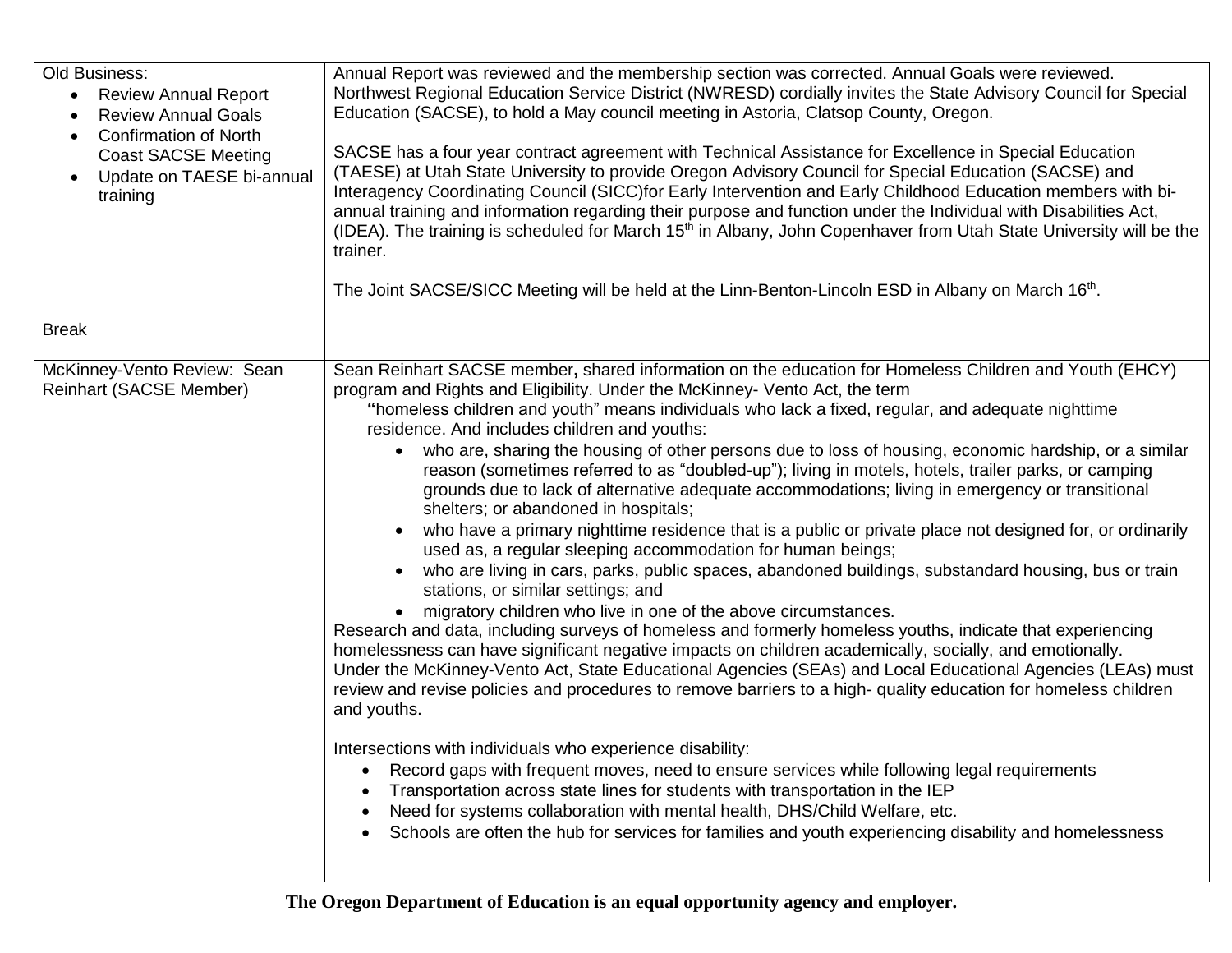| Old Business:<br>• Review Annual Report<br>• Review Annual Goals<br>• Confirmation of North Coast SACSE Meeting<br>• Update on TAESE bi-annual training | Annual Report was reviewed and the membership section was corrected. Annual Goals were reviewed. Northwest Regional Education Service District (NWRESD) cordially invites the State Advisory Council for Special Education (SACSE), to hold a May council meeting in Astoria, Clatsop County, Oregon.<br><br>SACSE has a four year contract agreement with Technical Assistance for Excellence in Special Education (TAESE) at Utah State University to provide Oregon Advisory Council for Special Education (SACSE) and Interagency Coordinating Council (SICC)for Early Intervention and Early Childhood Education members with bi-annual training and information regarding their purpose and function under the Individual with Disabilities Act, (IDEA). The training is scheduled for March 15th in Albany, John Copenhaver from Utah State University will be the trainer.<br><br>The Joint SACSE/SICC Meeting will be held at the Linn-Benton-Lincoln ESD in Albany on March 16th. |
|---|---|
| Break | |
| McKinney-Vento Review: Sean Reinhart (SACSE Member) | Sean Reinhart SACSE member**,** shared information on the education for Homeless Children and Youth (EHCY) program and Rights and Eligibility. Under the McKinney- Vento Act, the term<br>**"**homeless children and youth" means individuals who lack a fixed, regular, and adequate nighttime residence. And includes children and youths:<br>• who are, sharing the housing of other persons due to loss of housing, economic hardship, or a similar reason (sometimes referred to as "doubled-up"); living in motels, hotels, trailer parks, or camping grounds due to lack of alternative adequate accommodations; living in emergency or transitional shelters; or abandoned in hospitals;<br>• who have a primary nighttime residence that is a public or private place not designed for, or ordinarily used as, a regular sleeping accommodation for human beings;<br>• who are living in cars, parks, public spaces, abandoned buildings, substandard housing, bus or train stations, or similar settings; and<br>• migratory children who live in one of the above circumstances.<br>Research and data, including surveys of homeless and formerly homeless youths, indicate that experiencing homelessness can have significant negative impacts on children academically, socially, and emotionally.<br>Under the McKinney-Vento Act, State Educational Agencies (SEAs) and Local Educational Agencies (LEAs) must review and revise policies and procedures to remove barriers to a high- quality education for homeless children and youths.<br><br>Intersections with individuals who experience disability:<br>• Record gaps with frequent moves, need to ensure services while following legal requirements<br>• Transportation across state lines for students with transportation in the IEP<br>• Need for systems collaboration with mental health, DHS/Child Welfare, etc.<br>• Schools are often the hub for services for families and youth experiencing disability and homelessness |

**The Oregon Department of Education is an equal opportunity agency and employer.**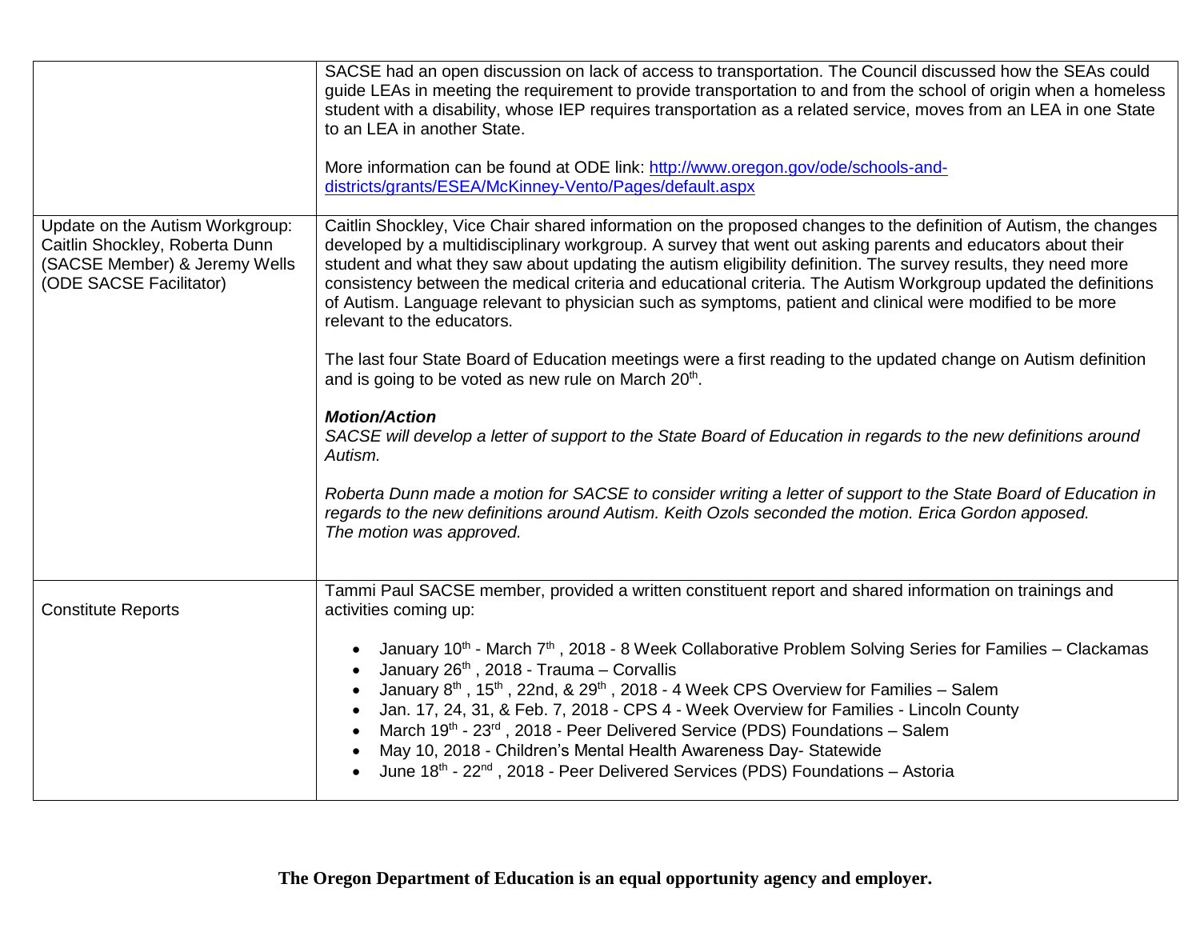| | |
|---|---|
| | SACSE had an open discussion on lack of access to transportation. The Council discussed how the SEAs could guide LEAs in meeting the requirement to provide transportation to and from the school of origin when a homeless student with a disability, whose IEP requires transportation as a related service, moves from an LEA in one State to an LEA in another State.<br><br>More information can be found at ODE link: [http://www.oregon.gov/ode/schools-and-districts/grants/ESEA/McKinney-Vento/Pages/default.aspx](http://www.oregon.gov/ode/schools-and-districts/grants/ESEA/McKinney-Vento/Pages/default.aspx) |
| Update on the Autism Workgroup: Caitlin Shockley, Roberta Dunn (SACSE Member) & Jeremy Wells (ODE SACSE Facilitator) | Caitlin Shockley, Vice Chair shared information on the proposed changes to the definition of Autism, the changes developed by a multidisciplinary workgroup. A survey that went out asking parents and educators about their student and what they saw about updating the autism eligibility definition. The survey results, they need more consistency between the medical criteria and educational criteria. The Autism Workgroup updated the definitions of Autism. Language relevant to physician such as symptoms, patient and clinical were modified to be more relevant to the educators.<br><br>The last four State Board of Education meetings were a first reading to the updated change on Autism definition and is going to be voted as new rule on March 20th.<br><br>***Motion/Action***<br>*SACSE will develop a letter of support to the State Board of Education in regards to the new definitions around Autism.*<br><br>*Roberta Dunn made a motion for SACSE to consider writing a letter of support to the State Board of Education in regards to the new definitions around Autism. Keith Ozols seconded the motion. Erica Gordon apposed.*<br>*The motion was approved.* |
| Constitute Reports | Tammi Paul SACSE member, provided a written constituent report and shared information on trainings and activities coming up:<br><br>• January 10th - March 7th , 2018 - 8 Week Collaborative Problem Solving Series for Families – Clackamas<br>• January 26th , 2018 - Trauma – Corvallis<br>• January 8th , 15th , 22nd, & 29th , 2018 - 4 Week CPS Overview for Families – Salem<br>• Jan. 17, 24, 31, & Feb. 7, 2018 - CPS 4 - Week Overview for Families - Lincoln County<br>• March 19th - 23rd , 2018 - Peer Delivered Service (PDS) Foundations – Salem<br>• May 10, 2018 - Children's Mental Health Awareness Day- Statewide<br>• June 18th - 22nd , 2018 - Peer Delivered Services (PDS) Foundations – Astoria |

**The Oregon Department of Education is an equal opportunity agency and employer.**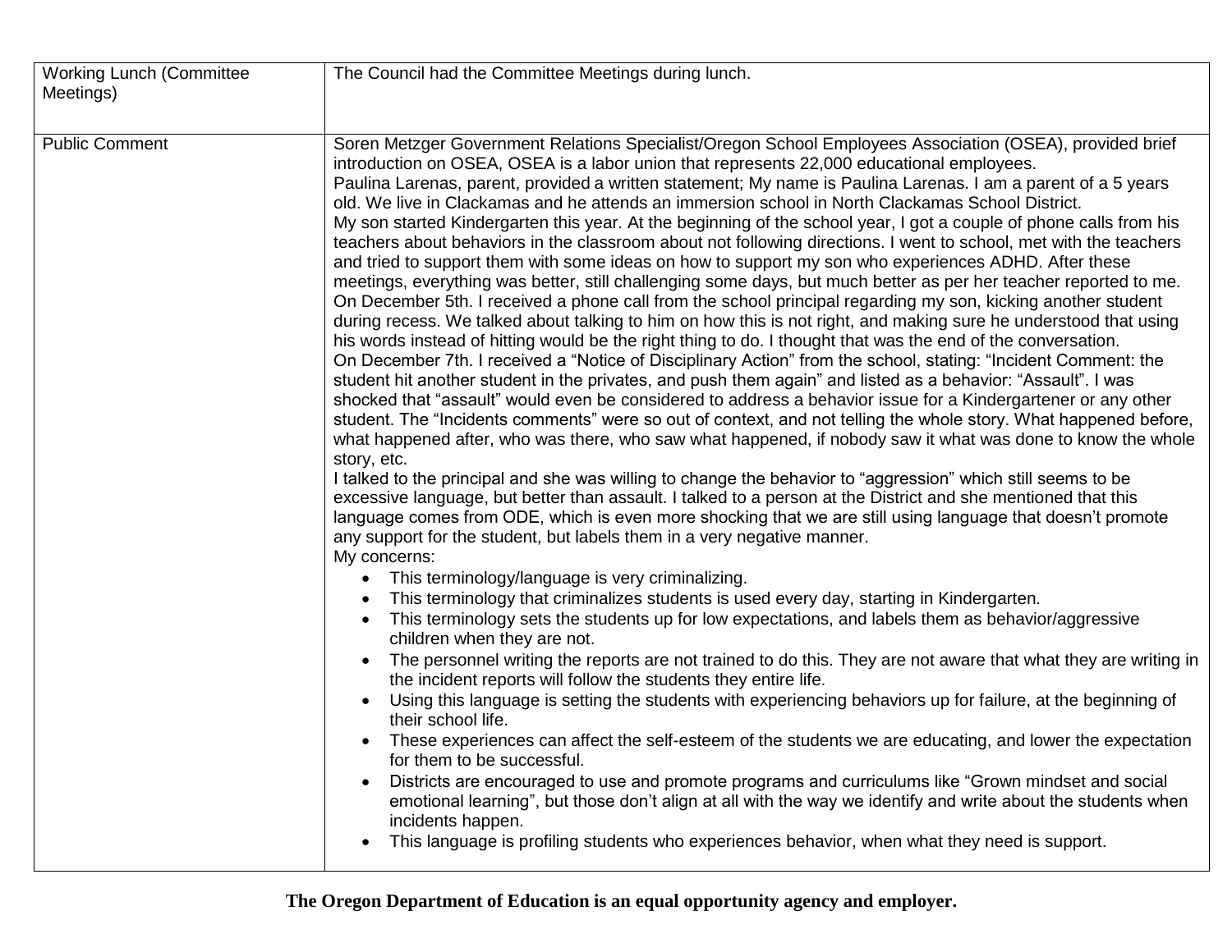| | |
|---|---|
| Working Lunch (Committee Meetings) | The Council had the Committee Meetings during lunch. |
| Public Comment | Soren Metzger Government Relations Specialist/Oregon School Employees Association (OSEA), provided brief introduction on OSEA, OSEA is a labor union that represents 22,000 educational employees.<br>Paulina Larenas, parent, provided a written statement; My name is Paulina Larenas. I am a parent of a 5 years old. We live in Clackamas and he attends an immersion school in North Clackamas School District.<br>My son started Kindergarten this year. At the beginning of the school year, I got a couple of phone calls from his teachers about behaviors in the classroom about not following directions. I went to school, met with the teachers and tried to support them with some ideas on how to support my son who experiences ADHD. After these meetings, everything was better, still challenging some days, but much better as per her teacher reported to me.<br>On December 5th. I received a phone call from the school principal regarding my son, kicking another student during recess. We talked about talking to him on how this is not right, and making sure he understood that using his words instead of hitting would be the right thing to do. I thought that was the end of the conversation.<br>On December 7th. I received a "Notice of Disciplinary Action" from the school, stating: "Incident Comment: the student hit another student in the privates, and push them again" and listed as a behavior: "Assault". I was shocked that "assault" would even be considered to address a behavior issue for a Kindergartener or any other student. The "Incidents comments" were so out of context, and not telling the whole story. What happened before, what happened after, who was there, who saw what happened, if nobody saw it what was done to know the whole story, etc.<br>I talked to the principal and she was willing to change the behavior to "aggression" which still seems to be excessive language, but better than assault. I talked to a person at the District and she mentioned that this language comes from ODE, which is even more shocking that we are still using language that doesn't promote any support for the student, but labels them in a very negative manner.<br>My concerns:<br>• This terminology/language is very criminalizing.<br>• This terminology that criminalizes students is used every day, starting in Kindergarten.<br>• This terminology sets the students up for low expectations, and labels them as behavior/aggressive children when they are not.<br>• The personnel writing the reports are not trained to do this. They are not aware that what they are writing in the incident reports will follow the students they entire life.<br>• Using this language is setting the students with experiencing behaviors up for failure, at the beginning of their school life.<br>• These experiences can affect the self-esteem of the students we are educating, and lower the expectation for them to be successful.<br>• Districts are encouraged to use and promote programs and curriculums like "Grown mindset and social emotional learning", but those don't align at all with the way we identify and write about the students when incidents happen.<br>• This language is profiling students who experiences behavior, when what they need is support. |

**The Oregon Department of Education is an equal opportunity agency and employer.**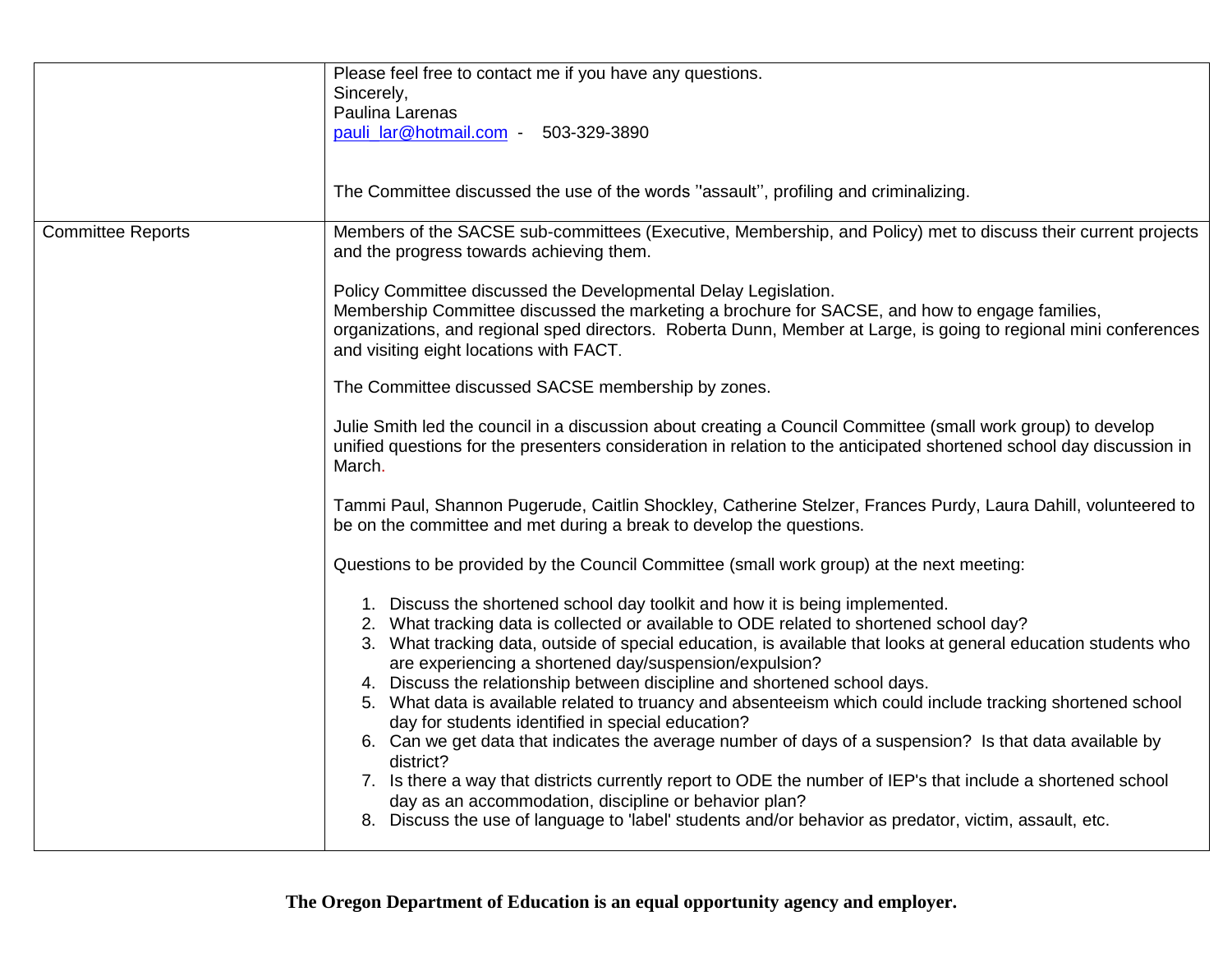| | |
|---|---|
| | Please feel free to contact me if you have any questions.<br>Sincerely,<br>Paulina Larenas<br>pauli_lar@hotmail.com - 503-329-3890<br><br>The Committee discussed the use of the words "assault", profiling and criminalizing. |
| Committee Reports | Members of the SACSE sub-committees (Executive, Membership, and Policy) met to discuss their current projects and the progress towards achieving them.<br><br>Policy Committee discussed the Developmental Delay Legislation.<br>Membership Committee discussed the marketing a brochure for SACSE, and how to engage families, organizations, and regional sped directors. Roberta Dunn, Member at Large, is going to regional mini conferences and visiting eight locations with FACT.<br><br>The Committee discussed SACSE membership by zones.<br><br>Julie Smith led the council in a discussion about creating a Council Committee (small work group) to develop unified questions for the presenters consideration in relation to the anticipated shortened school day discussion in March.<br><br>Tammi Paul, Shannon Pugerude, Caitlin Shockley, Catherine Stelzer, Frances Purdy, Laura Dahill, volunteered to be on the committee and met during a break to develop the questions.<br><br>Questions to be provided by the Council Committee (small work group) at the next meeting:<br><br>1. Discuss the shortened school day toolkit and how it is being implemented.<br>2. What tracking data is collected or available to ODE related to shortened school day?<br>3. What tracking data, outside of special education, is available that looks at general education students who are experiencing a shortened day/suspension/expulsion?<br>4. Discuss the relationship between discipline and shortened school days.<br>5. What data is available related to truancy and absenteeism which could include tracking shortened school day for students identified in special education?<br>6. Can we get data that indicates the average number of days of a suspension? Is that data available by district?<br>7. Is there a way that districts currently report to ODE the number of IEP's that include a shortened school day as an accommodation, discipline or behavior plan?<br>8. Discuss the use of language to 'label' students and/or behavior as predator, victim, assault, etc. |

**The Oregon Department of Education is an equal opportunity agency and employer.**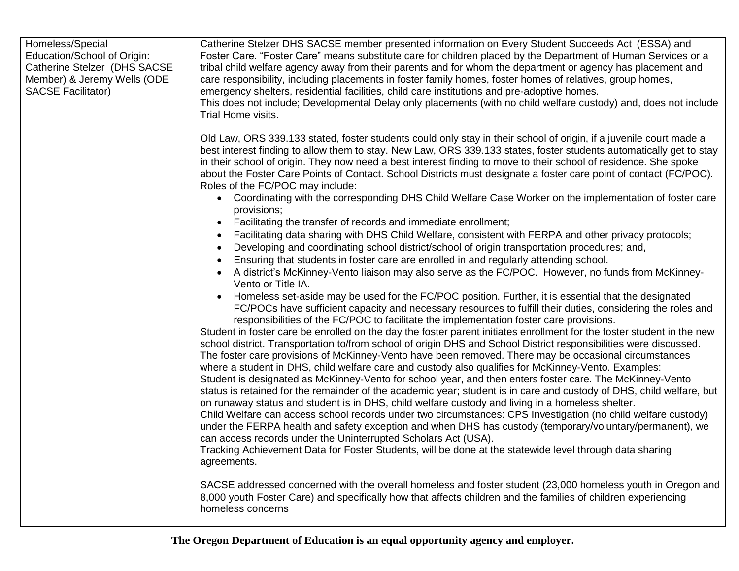| Homeless/Special Education/School of Origin: Catherine Stelzer (DHS SACSE Member) & Jeremy Wells (ODE SACSE Facilitator) | Catherine Stelzer DHS SACSE member presented information on Every Student Succeeds Act (ESSA) and Foster Care. "Foster Care" means substitute care for children placed by the Department of Human Services or a tribal child welfare agency away from their parents and for whom the department or agency has placement and care responsibility, including placements in foster family homes, foster homes of relatives, group homes, emergency shelters, residential facilities, child care institutions and pre-adoptive homes.<br>This does not include; Developmental Delay only placements (with no child welfare custody) and, does not include Trial Home visits.<br><br>Old Law, ORS 339.133 stated, foster students could only stay in their school of origin, if a juvenile court made a best interest finding to allow them to stay. New Law, ORS 339.133 states, foster students automatically get to stay in their school of origin. They now need a best interest finding to move to their school of residence. She spoke about the Foster Care Points of Contact. School Districts must designate a foster care point of contact (FC/POC). Roles of the FC/POC may include:<br>• Coordinating with the corresponding DHS Child Welfare Case Worker on the implementation of foster care provisions;<br>• Facilitating the transfer of records and immediate enrollment;<br>• Facilitating data sharing with DHS Child Welfare, consistent with FERPA and other privacy protocols;<br>• Developing and coordinating school district/school of origin transportation procedures; and,<br>• Ensuring that students in foster care are enrolled in and regularly attending school.<br>• A district's McKinney-Vento liaison may also serve as the FC/POC. However, no funds from McKinney-Vento or Title IA.<br>• Homeless set-aside may be used for the FC/POC position. Further, it is essential that the designated FC/POCs have sufficient capacity and necessary resources to fulfill their duties, considering the roles and responsibilities of the FC/POC to facilitate the implementation foster care provisions.<br>Student in foster care be enrolled on the day the foster parent initiates enrollment for the foster student in the new school district. Transportation to/from school of origin DHS and School District responsibilities were discussed.<br>The foster care provisions of McKinney-Vento have been removed. There may be occasional circumstances where a student in DHS, child welfare care and custody also qualifies for McKinney-Vento. Examples:<br>Student is designated as McKinney-Vento for school year, and then enters foster care. The McKinney-Vento status is retained for the remainder of the academic year; student is in care and custody of DHS, child welfare, but on runaway status and student is in DHS, child welfare custody and living in a homeless shelter.<br>Child Welfare can access school records under two circumstances: CPS Investigation (no child welfare custody) under the FERPA health and safety exception and when DHS has custody (temporary/voluntary/permanent), we can access records under the Uninterrupted Scholars Act (USA).<br>Tracking Achievement Data for Foster Students, will be done at the statewide level through data sharing agreements.<br><br>SACSE addressed concerned with the overall homeless and foster student (23,000 homeless youth in Oregon and 8,000 youth Foster Care) and specifically how that affects children and the families of children experiencing homeless concerns |
|---|---|

**The Oregon Department of Education is an equal opportunity agency and employer.**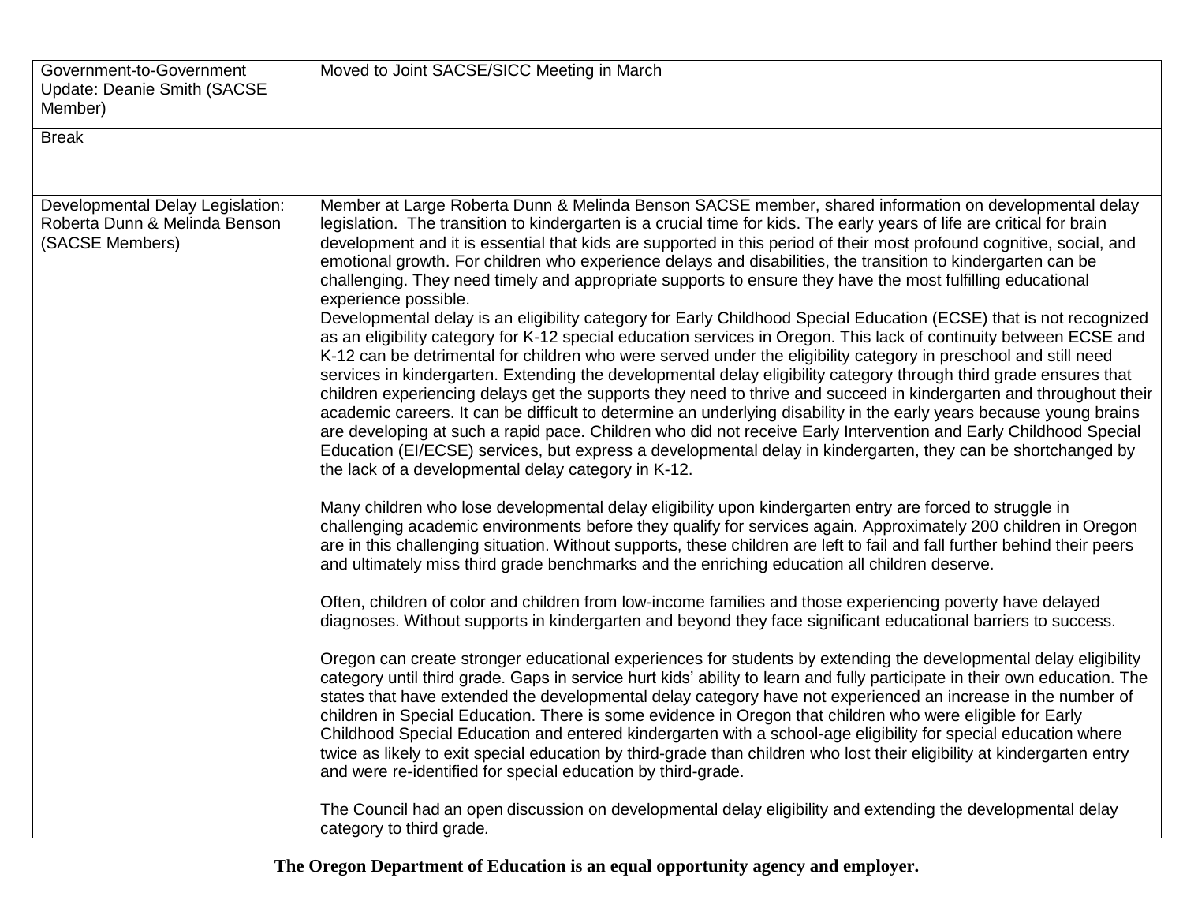| | |
|---|---|
| Government-to-Government Update: Deanie Smith (SACSE Member) | Moved to Joint SACSE/SICC Meeting in March |
| Break | |
| Developmental Delay Legislation: Roberta Dunn & Melinda Benson (SACSE Members) | Member at Large Roberta Dunn & Melinda Benson SACSE member, shared information on developmental delay legislation. The transition to kindergarten is a crucial time for kids. The early years of life are critical for brain development and it is essential that kids are supported in this period of their most profound cognitive, social, and emotional growth. For children who experience delays and disabilities, the transition to kindergarten can be challenging. They need timely and appropriate supports to ensure they have the most fulfilling educational experience possible.<br>Developmental delay is an eligibility category for Early Childhood Special Education (ECSE) that is not recognized as an eligibility category for K-12 special education services in Oregon. This lack of continuity between ECSE and K-12 can be detrimental for children who were served under the eligibility category in preschool and still need services in kindergarten. Extending the developmental delay eligibility category through third grade ensures that children experiencing delays get the supports they need to thrive and succeed in kindergarten and throughout their academic careers. It can be difficult to determine an underlying disability in the early years because young brains are developing at such a rapid pace. Children who did not receive Early Intervention and Early Childhood Special Education (EI/ECSE) services, but express a developmental delay in kindergarten, they can be shortchanged by the lack of a developmental delay category in K-12.<br><br>Many children who lose developmental delay eligibility upon kindergarten entry are forced to struggle in challenging academic environments before they qualify for services again. Approximately 200 children in Oregon are in this challenging situation. Without supports, these children are left to fail and fall further behind their peers and ultimately miss third grade benchmarks and the enriching education all children deserve.<br><br>Often, children of color and children from low-income families and those experiencing poverty have delayed diagnoses. Without supports in kindergarten and beyond they face significant educational barriers to success.<br><br>Oregon can create stronger educational experiences for students by extending the developmental delay eligibility category until third grade. Gaps in service hurt kids' ability to learn and fully participate in their own education. The states that have extended the developmental delay category have not experienced an increase in the number of children in Special Education. There is some evidence in Oregon that children who were eligible for Early Childhood Special Education and entered kindergarten with a school-age eligibility for special education where twice as likely to exit special education by third-grade than children who lost their eligibility at kindergarten entry and were re-identified for special education by third-grade.<br><br>The Council had an open discussion on developmental delay eligibility and extending the developmental delay category to third grade. |

**The Oregon Department of Education is an equal opportunity agency and employer.**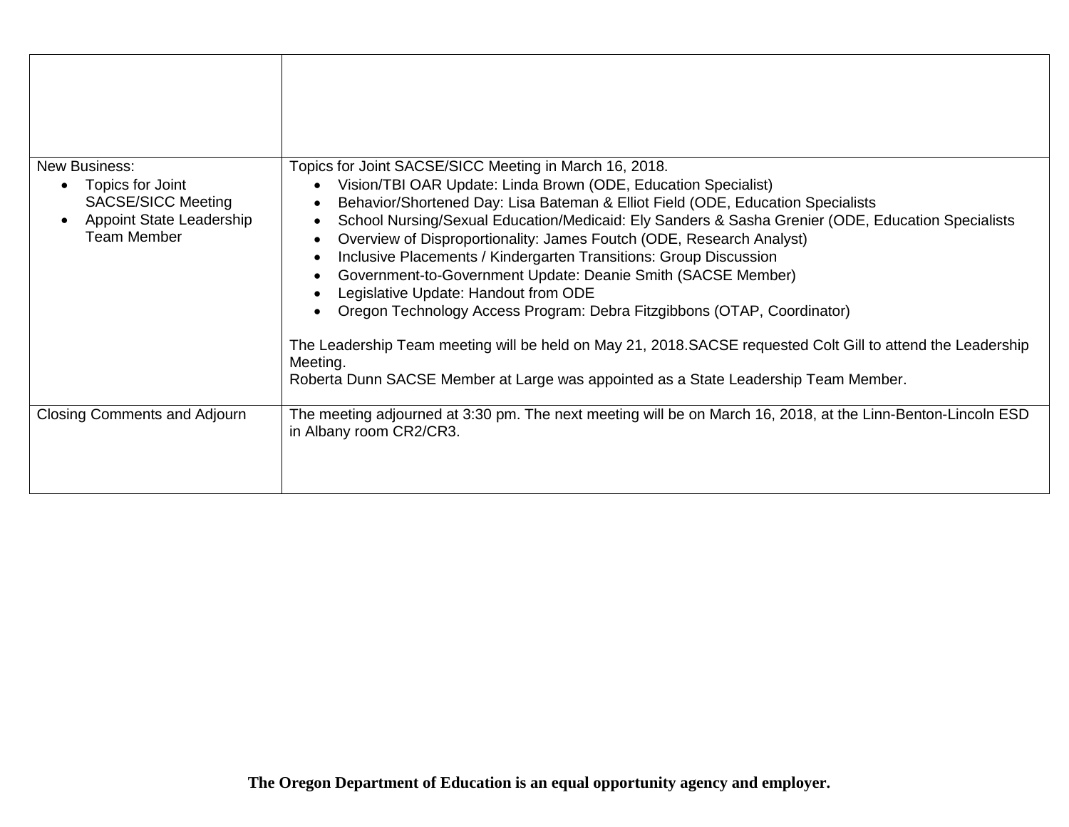| | |
|---|---|
| | |
| New Business:<br>• Topics for Joint SACSE/SICC Meeting<br>• Appoint State Leadership Team Member | Topics for Joint SACSE/SICC Meeting in March 16, 2018.<br>• Vision/TBI OAR Update: Linda Brown (ODE, Education Specialist)<br>• Behavior/Shortened Day: Lisa Bateman & Elliot Field (ODE, Education Specialists<br>• School Nursing/Sexual Education/Medicaid: Ely Sanders & Sasha Grenier (ODE, Education Specialists<br>• Overview of Disproportionality: James Foutch (ODE, Research Analyst)<br>• Inclusive Placements / Kindergarten Transitions: Group Discussion<br>• Government-to-Government Update: Deanie Smith (SACSE Member)<br>• Legislative Update: Handout from ODE<br>• Oregon Technology Access Program: Debra Fitzgibbons (OTAP, Coordinator)<br><br>The Leadership Team meeting will be held on May 21, 2018.SACSE requested Colt Gill to attend the Leadership Meeting.<br>Roberta Dunn SACSE Member at Large was appointed as a State Leadership Team Member. |
| Closing Comments and Adjourn | The meeting adjourned at 3:30 pm. The next meeting will be on March 16, 2018, at the Linn-Benton-Lincoln ESD in Albany room CR2/CR3. |

**The Oregon Department of Education is an equal opportunity agency and employer.**